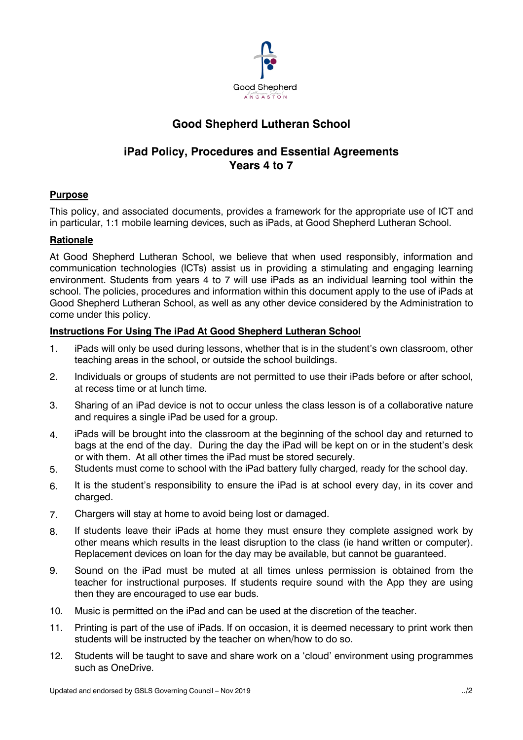# Good Shepherd Lutheran School

## iPad Policy, Procedures and Essential Agreements
## Years 4 to 7

### Purpose

This policy, and associated documents, provides a framework for the appropriate use of ICT and in particular, 1:1 mobile learning devices, such as iPads, at Good Shepherd Lutheran School.

### Rationale

At Good Shepherd Lutheran School, we believe that when used responsibly, information and communication technologies (ICTs) assist us in providing a stimulating and engaging learning environment. Students from years 4 to 7 will use iPads as an individual learning tool within the school. The policies, procedures and information within this document apply to the use of iPads at Good Shepherd Lutheran School, as well as any other device considered by the Administration to come under this policy.

### Instructions For Using The iPad At Good Shepherd Lutheran School

1. iPads will only be used during lessons, whether that is in the student's own classroom, other teaching areas in the school, or outside the school buildings.
2. Individuals or groups of students are not permitted to use their iPads before or after school, at recess time or at lunch time.
3. Sharing of an iPad device is not to occur unless the class lesson is of a collaborative nature and requires a single iPad be used for a group.
4. iPads will be brought into the classroom at the beginning of the school day and returned to bags at the end of the day. During the day the iPad will be kept on or in the student's desk or with them. At all other times the iPad must be stored securely.
5. Students must come to school with the iPad battery fully charged, ready for the school day.
6. It is the student's responsibility to ensure the iPad is at school every day, in its cover and charged.
7. Chargers will stay at home to avoid being lost or damaged.
8. If students leave their iPads at home they must ensure they complete assigned work by other means which results in the least disruption to the class (ie hand written or computer). Replacement devices on loan for the day may be available, but cannot be guaranteed.
9. Sound on the iPad must be muted at all times unless permission is obtained from the teacher for instructional purposes. If students require sound with the App they are using then they are encouraged to use ear buds.
10. Music is permitted on the iPad and can be used at the discretion of the teacher.
11. Printing is part of the use of iPads. If on occasion, it is deemed necessary to print work then students will be instructed by the teacher on when/how to do so.
12. Students will be taught to save and share work on a 'cloud' environment using programmes such as OneDrive.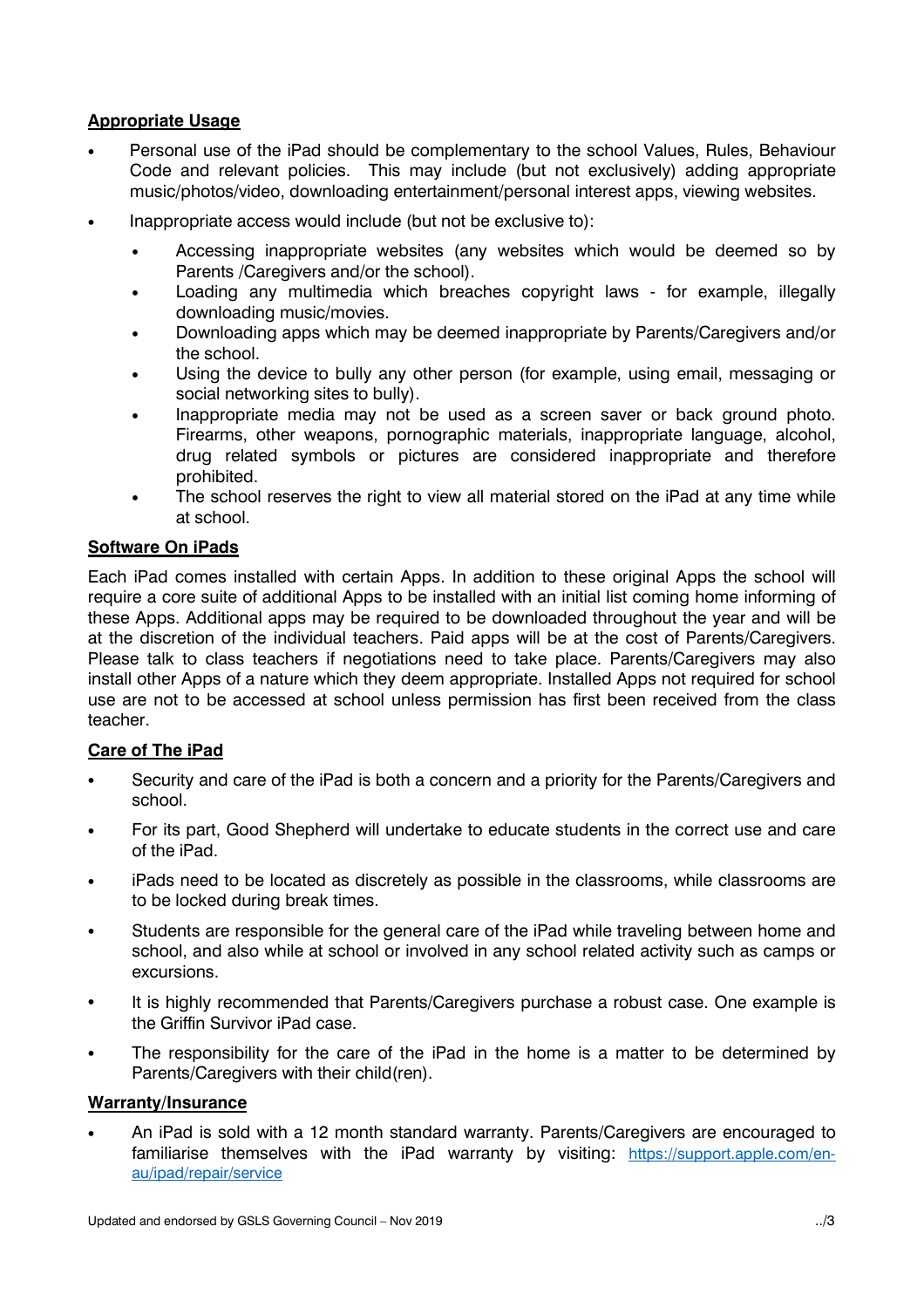**Appropriate Usage**

- Personal use of the iPad should be complementary to the school Values, Rules, Behaviour Code and relevant policies. This may include (but not exclusively) adding appropriate music/photos/video, downloading entertainment/personal interest apps, viewing websites.
- Inappropriate access would include (but not be exclusive to):
  - Accessing inappropriate websites (any websites which would be deemed so by Parents /Caregivers and/or the school).
  - Loading any multimedia which breaches copyright laws - for example, illegally downloading music/movies.
  - Downloading apps which may be deemed inappropriate by Parents/Caregivers and/or the school.
  - Using the device to bully any other person (for example, using email, messaging or social networking sites to bully).
  - Inappropriate media may not be used as a screen saver or back ground photo. Firearms, other weapons, pornographic materials, inappropriate language, alcohol, drug related symbols or pictures are considered inappropriate and therefore prohibited.
  - The school reserves the right to view all material stored on the iPad at any time while at school.

**Software On iPads**

Each iPad comes installed with certain Apps. In addition to these original Apps the school will require a core suite of additional Apps to be installed with an initial list coming home informing of these Apps. Additional apps may be required to be downloaded throughout the year and will be at the discretion of the individual teachers. Paid apps will be at the cost of Parents/Caregivers. Please talk to class teachers if negotiations need to take place. Parents/Caregivers may also install other Apps of a nature which they deem appropriate. Installed Apps not required for school use are not to be accessed at school unless permission has first been received from the class teacher.

**Care of The iPad**

- Security and care of the iPad is both a concern and a priority for the Parents/Caregivers and school.
- For its part, Good Shepherd will undertake to educate students in the correct use and care of the iPad.
- iPads need to be located as discretely as possible in the classrooms, while classrooms are to be locked during break times.
- Students are responsible for the general care of the iPad while traveling between home and school, and also while at school or involved in any school related activity such as camps or excursions.
- It is highly recommended that Parents/Caregivers purchase a robust case. One example is the Griffin Survivor iPad case.
- The responsibility for the care of the iPad in the home is a matter to be determined by Parents/Caregivers with their child(ren).

**Warranty/Insurance**

- An iPad is sold with a 12 month standard warranty. Parents/Caregivers are encouraged to familiarise themselves with the iPad warranty by visiting: https://support.apple.com/en-au/ipad/repair/service

Updated and endorsed by GSLS Governing Council – Nov 2019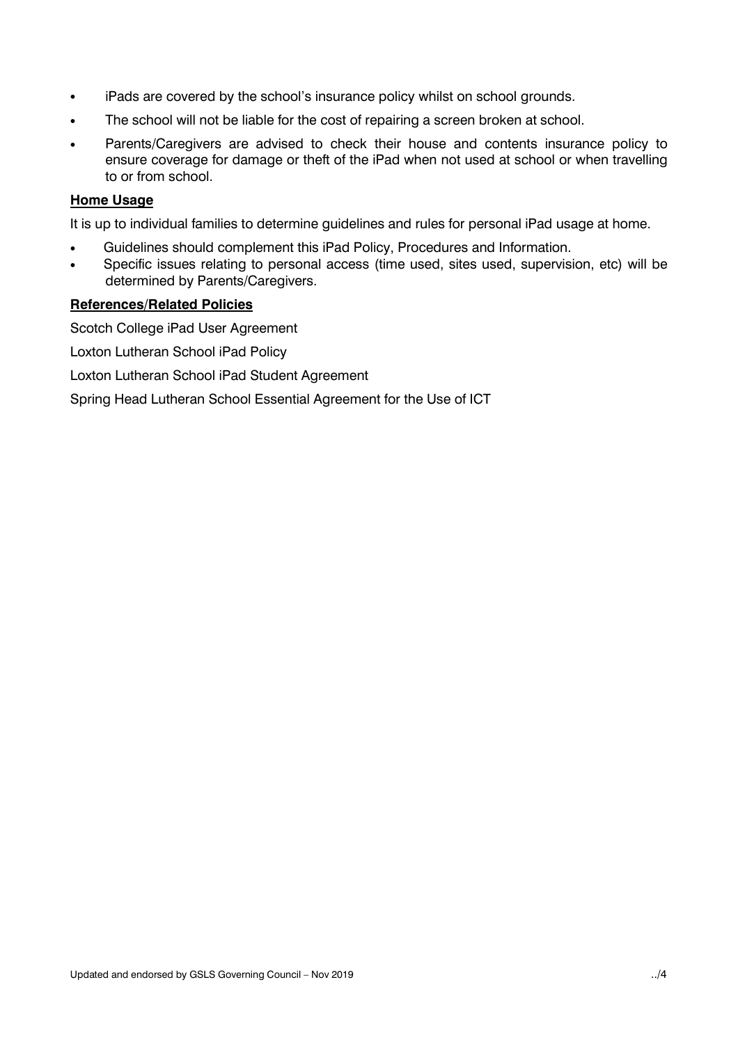- iPads are covered by the school's insurance policy whilst on school grounds.
- The school will not be liable for the cost of repairing a screen broken at school.
- Parents/Caregivers are advised to check their house and contents insurance policy to ensure coverage for damage or theft of the iPad when not used at school or when travelling to or from school.

**Home Usage**

It is up to individual families to determine guidelines and rules for personal iPad usage at home.

- Guidelines should complement this iPad Policy, Procedures and Information.
- Specific issues relating to personal access (time used, sites used, supervision, etc) will be determined by Parents/Caregivers.

**References/Related Policies**

Scotch College iPad User Agreement

Loxton Lutheran School iPad Policy

Loxton Lutheran School iPad Student Agreement

Spring Head Lutheran School Essential Agreement for the Use of ICT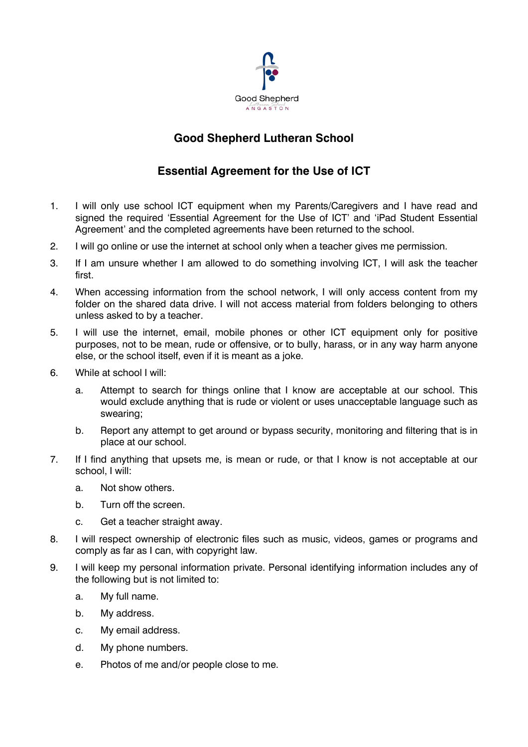# Good Shepherd Lutheran School

## Essential Agreement for the Use of ICT

1. I will only use school ICT equipment when my Parents/Caregivers and I have read and signed the required 'Essential Agreement for the Use of ICT' and 'iPad Student Essential Agreement' and the completed agreements have been returned to the school.
2. I will go online or use the internet at school only when a teacher gives me permission.
3. If I am unsure whether I am allowed to do something involving ICT, I will ask the teacher first.
4. When accessing information from the school network, I will only access content from my folder on the shared data drive. I will not access material from folders belonging to others unless asked to by a teacher.
5. I will use the internet, email, mobile phones or other ICT equipment only for positive purposes, not to be mean, rude or offensive, or to bully, harass, or in any way harm anyone else, or the school itself, even if it is meant as a joke.
6. While at school I will:
   a. Attempt to search for things online that I know are acceptable at our school. This would exclude anything that is rude or violent or uses unacceptable language such as swearing;
   b. Report any attempt to get around or bypass security, monitoring and filtering that is in place at our school.
7. If I find anything that upsets me, is mean or rude, or that I know is not acceptable at our school, I will:
   a. Not show others.
   b. Turn off the screen.
   c. Get a teacher straight away.
8. I will respect ownership of electronic files such as music, videos, games or programs and comply as far as I can, with copyright law.
9. I will keep my personal information private. Personal identifying information includes any of the following but is not limited to:
   a. My full name.
   b. My address.
   c. My email address.
   d. My phone numbers.
   e. Photos of me and/or people close to me.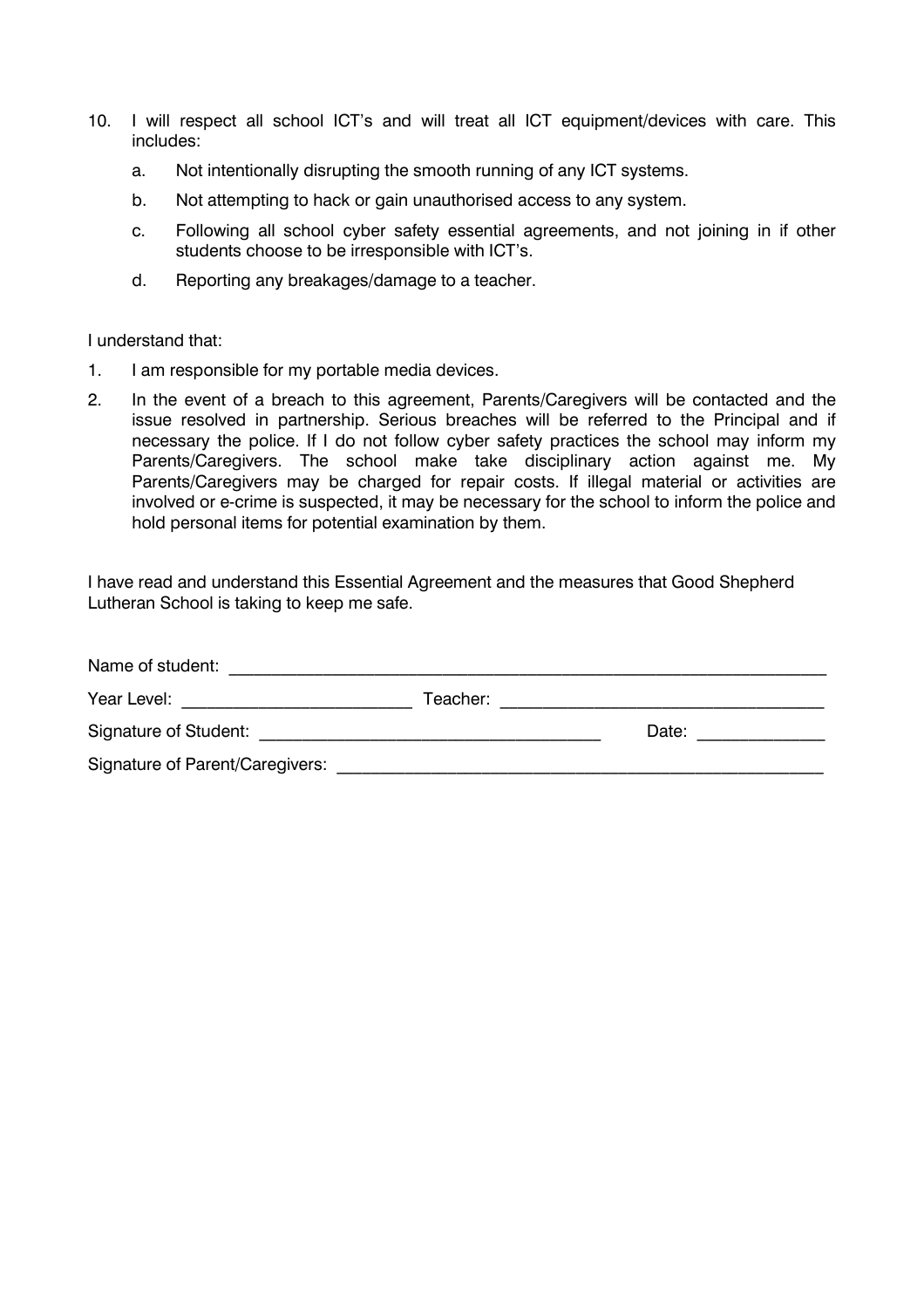10. I will respect all school ICT's and will treat all ICT equipment/devices with care. This includes:
    a. Not intentionally disrupting the smooth running of any ICT systems.
    b. Not attempting to hack or gain unauthorised access to any system.
    c. Following all school cyber safety essential agreements, and not joining in if other students choose to be irresponsible with ICT's.
    d. Reporting any breakages/damage to a teacher.

I understand that:

1. I am responsible for my portable media devices.
2. In the event of a breach to this agreement, Parents/Caregivers will be contacted and the issue resolved in partnership. Serious breaches will be referred to the Principal and if necessary the police. If I do not follow cyber safety practices the school may inform my Parents/Caregivers. The school make take disciplinary action against me. My Parents/Caregivers may be charged for repair costs. If illegal material or activities are involved or e-crime is suspected, it may be necessary for the school to inform the police and hold personal items for potential examination by them.

I have read and understand this Essential Agreement and the measures that Good Shepherd Lutheran School is taking to keep me safe.

Name of student: ________________________________________________________________

Year Level: ________________________ Teacher: __________________________________

Signature of Student: ___________________________________ Date: _____________

Signature of Parent/Caregivers: ____________________________________________________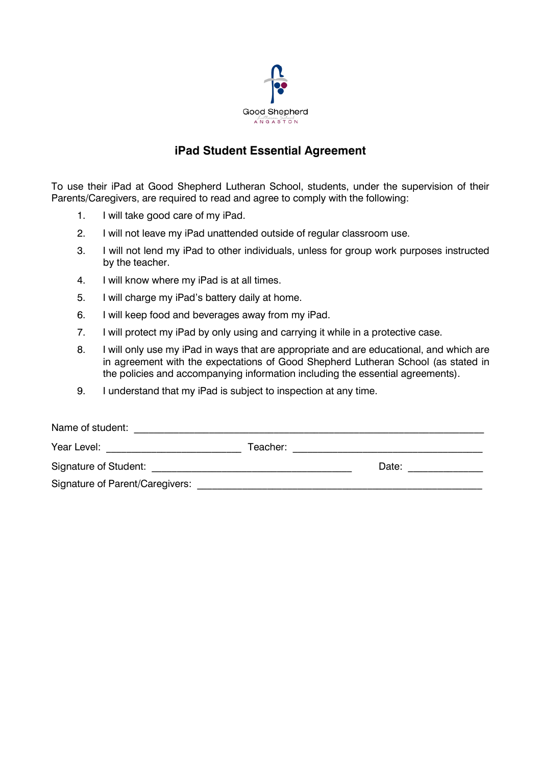Good Shepherd
Lutheran School
ANGASTON

# iPad Student Essential Agreement

To use their iPad at Good Shepherd Lutheran School, students, under the supervision of their Parents/Caregivers, are required to read and agree to comply with the following:

1. I will take good care of my iPad.
2. I will not leave my iPad unattended outside of regular classroom use.
3. I will not lend my iPad to other individuals, unless for group work purposes instructed by the teacher.
4. I will know where my iPad is at all times.
5. I will charge my iPad's battery daily at home.
6. I will keep food and beverages away from my iPad.
7. I will protect my iPad by only using and carrying it while in a protective case.
8. I will only use my iPad in ways that are appropriate and are educational, and which are in agreement with the expectations of Good Shepherd Lutheran School (as stated in the policies and accompanying information including the essential agreements).
9. I understand that my iPad is subject to inspection at any time.

Name of student: ____________________________________________________________

Year Level: _______________________ Teacher: _________________________________

Signature of Student: __________________________________ Date: _____________

Signature of Parent/Caregivers: __________________________________________________